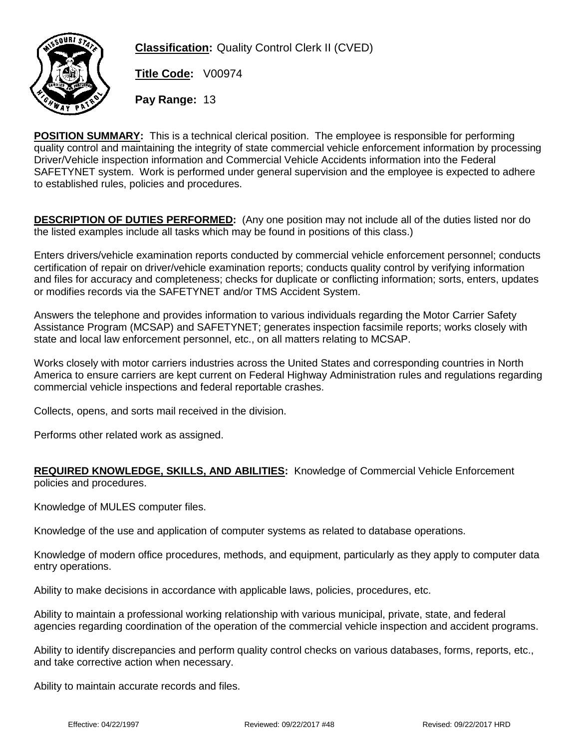**Classification:** Quality Control Clerk II (CVED)

**Title Code:** V00974

**Pay Range:** 13

**POSITION SUMMARY:** This is a technical clerical position. The employee is responsible for performing quality control and maintaining the integrity of state commercial vehicle enforcement information by processing Driver/Vehicle inspection information and Commercial Vehicle Accidents information into the Federal SAFETYNET system. Work is performed under general supervision and the employee is expected to adhere to established rules, policies and procedures.

**DESCRIPTION OF DUTIES PERFORMED:** (Any one position may not include all of the duties listed nor do the listed examples include all tasks which may be found in positions of this class.)

Enters drivers/vehicle examination reports conducted by commercial vehicle enforcement personnel; conducts certification of repair on driver/vehicle examination reports; conducts quality control by verifying information and files for accuracy and completeness; checks for duplicate or conflicting information; sorts, enters, updates or modifies records via the SAFETYNET and/or TMS Accident System.

Answers the telephone and provides information to various individuals regarding the Motor Carrier Safety Assistance Program (MCSAP) and SAFETYNET; generates inspection facsimile reports; works closely with state and local law enforcement personnel, etc., on all matters relating to MCSAP.

Works closely with motor carriers industries across the United States and corresponding countries in North America to ensure carriers are kept current on Federal Highway Administration rules and regulations regarding commercial vehicle inspections and federal reportable crashes.

Collects, opens, and sorts mail received in the division.

Performs other related work as assigned.

**REQUIRED KNOWLEDGE, SKILLS, AND ABILITIES:** Knowledge of Commercial Vehicle Enforcement policies and procedures.

Knowledge of MULES computer files.

Knowledge of the use and application of computer systems as related to database operations.

Knowledge of modern office procedures, methods, and equipment, particularly as they apply to computer data entry operations.

Ability to make decisions in accordance with applicable laws, policies, procedures, etc.

Ability to maintain a professional working relationship with various municipal, private, state, and federal agencies regarding coordination of the operation of the commercial vehicle inspection and accident programs.

Ability to identify discrepancies and perform quality control checks on various databases, forms, reports, etc., and take corrective action when necessary.

Ability to maintain accurate records and files.

Effective: 04/22/1997 Reviewed: 09/22/2017 #48 Revised: 09/22/2017 HRD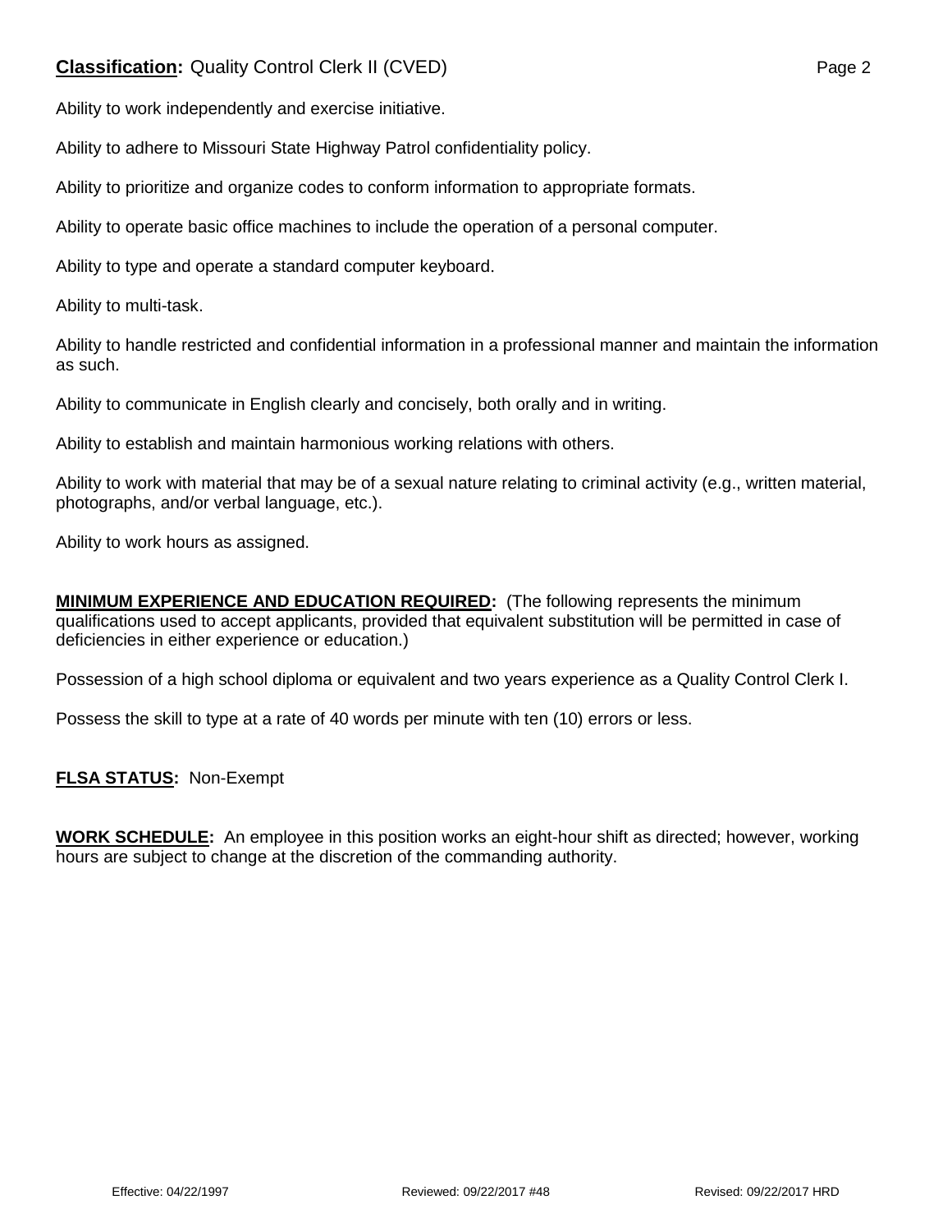Ability to work independently and exercise initiative.

Ability to adhere to Missouri State Highway Patrol confidentiality policy.

Ability to prioritize and organize codes to conform information to appropriate formats.

Ability to operate basic office machines to include the operation of a personal computer.

Ability to type and operate a standard computer keyboard.

Ability to multi-task.

Ability to handle restricted and confidential information in a professional manner and maintain the information as such.

Ability to communicate in English clearly and concisely, both orally and in writing.

Ability to establish and maintain harmonious working relations with others.

Ability to work with material that may be of a sexual nature relating to criminal activity (e.g., written material, photographs, and/or verbal language, etc.).

Ability to work hours as assigned.

**MINIMUM EXPERIENCE AND EDUCATION REQUIRED:** (The following represents the minimum qualifications used to accept applicants, provided that equivalent substitution will be permitted in case of deficiencies in either experience or education.)

Possession of a high school diploma or equivalent and two years experience as a Quality Control Clerk I.

Possess the skill to type at a rate of 40 words per minute with ten (10) errors or less.

**FLSA STATUS:** Non-Exempt

**WORK SCHEDULE:** An employee in this position works an eight-hour shift as directed; however, working hours are subject to change at the discretion of the commanding authority.

Effective: 04/22/1997 Reviewed: 09/22/2017 #48 Revised: 09/22/2017 HRD